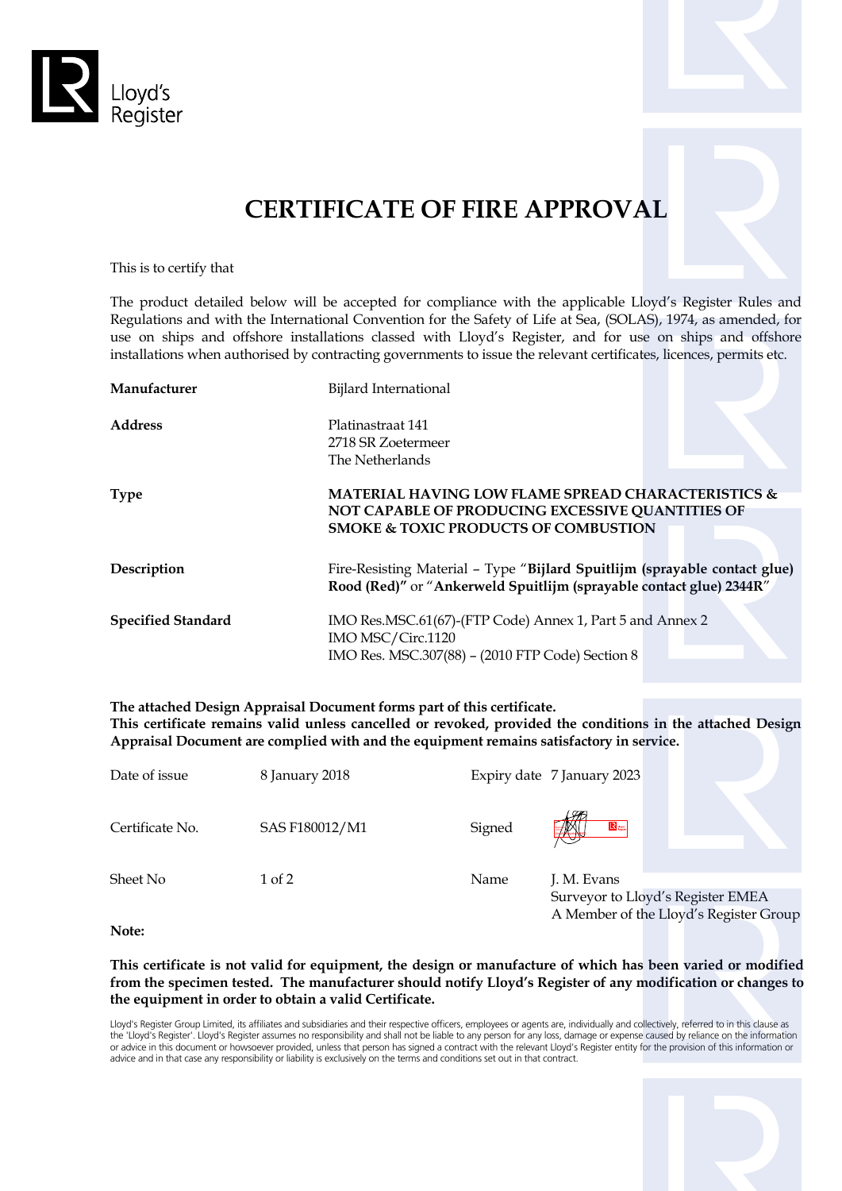Lloyd's Register

# CERTIFICATE OF FIRE APPROVAL

This is to certify that

The product detailed below will be accepted for compliance with the applicable Lloyd's Register Rules and Regulations and with the International Convention for the Safety of Life at Sea, (SOLAS), 1974, as amended, for use on ships and offshore installations classed with Lloyd's Register, and for use on ships and offshore installations when authorised by contracting governments to issue the relevant certificates, licences, permits etc.

| | |
|---|---|
| **Manufacturer** | Bijlard International |
| **Address** | Platinastraat 141<br>2718 SR Zoetermeer<br>The Netherlands |
| **Type** | **MATERIAL HAVING LOW FLAME SPREAD CHARACTERISTICS & NOT CAPABLE OF PRODUCING EXCESSIVE QUANTITIES OF SMOKE & TOXIC PRODUCTS OF COMBUSTION** |
| **Description** | Fire-Resisting Material – Type "**Bijlard Spuitlijm (sprayable contact glue) Rood (Red)**" or "**Ankerweld Spuitlijm (sprayable contact glue) 2344R**" |
| **Specified Standard** | IMO Res.MSC.61(67)-(FTP Code) Annex 1, Part 5 and Annex 2<br>IMO MSC/Circ.1120<br>IMO Res. MSC.307(88) – (2010 FTP Code) Section 8 |

**The attached Design Appraisal Document forms part of this certificate.**
**This certificate remains valid unless cancelled or revoked, provided the conditions in the attached Design Appraisal Document are complied with and the equipment remains satisfactory in service.**

| | | | |
|---|---|---|---|
| Date of issue | 8 January 2018 | Expiry date | 7 January 2023 |
| Certificate No. | SAS F180012/M1 | Signed | |
| Sheet No | 1 of 2 | Name | J. M. Evans<br>Surveyor to Lloyd's Register EMEA<br>A Member of the Lloyd's Register Group |

**Note:**

**This certificate is not valid for equipment, the design or manufacture of which has been varied or modified from the specimen tested. The manufacturer should notify Lloyd's Register of any modification or changes to the equipment in order to obtain a valid Certificate.**

Lloyd's Register Group Limited, its affiliates and subsidiaries and their respective officers, employees or agents are, individually and collectively, referred to in this clause as the 'Lloyd's Register'. Lloyd's Register assumes no responsibility and shall not be liable to any person for any loss, damage or expense caused by reliance on the information or advice in this document or howsoever provided, unless that person has signed a contract with the relevant Lloyd's Register entity for the provision of this information or advice and in that case any responsibility or liability is exclusively on the terms and conditions set out in that contract.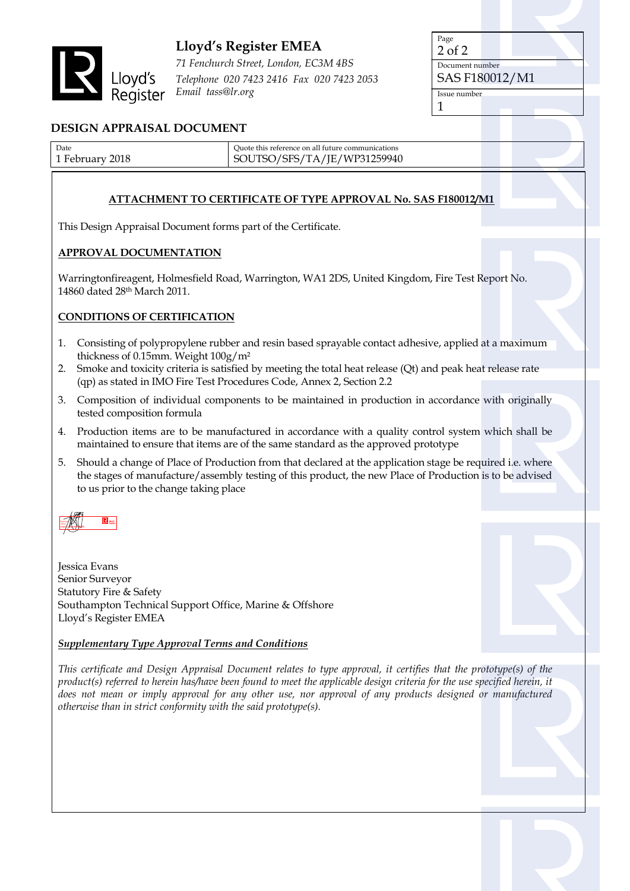**Lloyd's Register EMEA**

*71 Fenchurch Street, London, EC3M 4BS*
*Telephone 020 7423 2416 Fax 020 7423 2053*
*Email tass@lr.org*

| Document number | Issue number |
|---|---|
| SAS F180012/M1 | 1 |

## DESIGN APPRAISAL DOCUMENT

| Date | Quote this reference on all future communications |
|---|---|
| 1 February 2018 | SOUTSO/SFS/TA/JE/WP31259940 |

**ATTACHMENT TO CERTIFICATE OF TYPE APPROVAL No. SAS F180012/M1**

This Design Appraisal Document forms part of the Certificate.

**APPROVAL DOCUMENTATION**

Warringtonfireagent, Holmesfield Road, Warrington, WA1 2DS, United Kingdom, Fire Test Report No. 14860 dated 28th March 2011.

**CONDITIONS OF CERTIFICATION**

1. Consisting of polypropylene rubber and resin based sprayable contact adhesive, applied at a maximum thickness of 0.15mm. Weight 100g/m²
2. Smoke and toxicity criteria is satisfied by meeting the total heat release (Qt) and peak heat release rate (qp) as stated in IMO Fire Test Procedures Code, Annex 2, Section 2.2
3. Composition of individual components to be maintained in production in accordance with originally tested composition formula
4. Production items are to be manufactured in accordance with a quality control system which shall be maintained to ensure that items are of the same standard as the approved prototype
5. Should a change of Place of Production from that declared at the application stage be required i.e. where the stages of manufacture/assembly testing of this product, the new Place of Production is to be advised to us prior to the change taking place

Jessica Evans
Senior Surveyor
Statutory Fire & Safety
Southampton Technical Support Office, Marine & Offshore
Lloyd's Register EMEA

***Supplementary Type Approval Terms and Conditions***

*This certificate and Design Appraisal Document relates to type approval, it certifies that the prototype(s) of the product(s) referred to herein has/have been found to meet the applicable design criteria for the use specified herein, it does not mean or imply approval for any other use, nor approval of any products designed or manufactured otherwise than in strict conformity with the said prototype(s).*